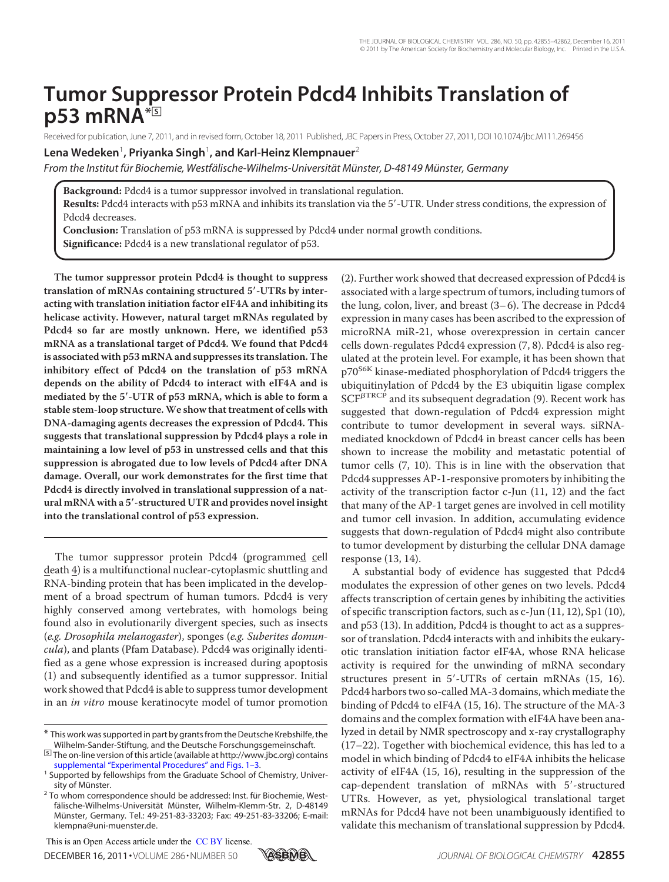# Tumor Suppressor Protein Pdcd4 Inhibits Translation of p53 mRNA*[S]

Received for publication, June 7, 2011, and in revised form, October 18, 2011 Published, JBC Papers in Press, October 27, 2011, DOI 10.1074/jbc.M111.269456

**Lena Wedeken[1], Priyanka Singh[1], and Karl-Heinz Klempnauer[2]**

*From the Institut für Biochemie, Westfälische-Wilhelms-Universität Münster, D-48149 Münster, Germany*

**Background:** Pdcd4 is a tumor suppressor involved in translational regulation.
**Results:** Pdcd4 interacts with p53 mRNA and inhibits its translation via the 5′-UTR. Under stress conditions, the expression of Pdcd4 decreases.
**Conclusion:** Translation of p53 mRNA is suppressed by Pdcd4 under normal growth conditions.
**Significance:** Pdcd4 is a new translational regulator of p53.

**The tumor suppressor protein Pdcd4 is thought to suppress translation of mRNAs containing structured 5′-UTRs by interacting with translation initiation factor eIF4A and inhibiting its helicase activity. However, natural target mRNAs regulated by Pdcd4 so far are mostly unknown. Here, we identified p53 mRNA as a translational target of Pdcd4. We found that Pdcd4 is associated with p53 mRNA and suppresses its translation. The inhibitory effect of Pdcd4 on the translation of p53 mRNA depends on the ability of Pdcd4 to interact with eIF4A and is mediated by the 5′-UTR of p53 mRNA, which is able to form a stable stem-loop structure. We show that treatment of cells with DNA-damaging agents decreases the expression of Pdcd4. This suggests that translational suppression by Pdcd4 plays a role in maintaining a low level of p53 in unstressed cells and that this suppression is abrogated due to low levels of Pdcd4 after DNA damage. Overall, our work demonstrates for the first time that Pdcd4 is directly involved in translational suppression of a natural mRNA with a 5′-structured UTR and provides novel insight into the translational control of p53 expression.**

The tumor suppressor protein Pdcd4 (programmed cell death 4) is a multifunctional nuclear-cytoplasmic shuttling and RNA-binding protein that has been implicated in the development of a broad spectrum of human tumors. Pdcd4 is very highly conserved among vertebrates, with homologs being found also in evolutionarily divergent species, such as insects (*e.g. Drosophila melanogaster*), sponges (*e.g. Suberites domuncula*), and plants (Pfam Database). Pdcd4 was originally identified as a gene whose expression is increased during apoptosis (1) and subsequently identified as a tumor suppressor. Initial work showed that Pdcd4 is able to suppress tumor development in an *in vitro* mouse keratinocyte model of tumor promotion (2). Further work showed that decreased expression of Pdcd4 is associated with a large spectrum of tumors, including tumors of the lung, colon, liver, and breast (3–6). The decrease in Pdcd4 expression in many cases has been ascribed to the expression of microRNA miR-21, whose overexpression in certain cancer cells down-regulates Pdcd4 expression (7, 8). Pdcd4 is also regulated at the protein level. For example, it has been shown that $p70^{S6K}$ kinase-mediated phosphorylation of Pdcd4 triggers the ubiquitinylation of Pdcd4 by the E3 ubiquitin ligase complex $SCF^{\beta TRCP}$ and its subsequent degradation (9). Recent work has suggested that down-regulation of Pdcd4 expression might contribute to tumor development in several ways. siRNA-mediated knockdown of Pdcd4 in breast cancer cells has been shown to increase the mobility and metastatic potential of tumor cells (7, 10). This is in line with the observation that Pdcd4 suppresses AP-1-responsive promoters by inhibiting the activity of the transcription factor c-Jun (11, 12) and the fact that many of the AP-1 target genes are involved in cell motility and tumor cell invasion. In addition, accumulating evidence suggests that down-regulation of Pdcd4 might also contribute to tumor development by disturbing the cellular DNA damage response (13, 14).

A substantial body of evidence has suggested that Pdcd4 modulates the expression of other genes on two levels. Pdcd4 affects transcription of certain genes by inhibiting the activities of specific transcription factors, such as c-Jun (11, 12), Sp1 (10), and p53 (13). In addition, Pdcd4 is thought to act as a suppressor of translation. Pdcd4 interacts with and inhibits the eukaryotic translation initiation factor eIF4A, whose RNA helicase activity is required for the unwinding of mRNA secondary structures present in 5′-UTRs of certain mRNAs (15, 16). Pdcd4 harbors two so-called MA-3 domains, which mediate the binding of Pdcd4 to eIF4A (15, 16). The structure of the MA-3 domains and the complex formation with eIF4A have been analyzed in detail by NMR spectroscopy and x-ray crystallography (17–22). Together with biochemical evidence, this has led to a model in which binding of Pdcd4 to eIF4A inhibits the helicase activity of eIF4A (15, 16), resulting in the suppression of the cap-dependent translation of mRNAs with 5′-structured UTRs. However, as yet, physiological translational target mRNAs for Pdcd4 have not been unambiguously identified to validate this mechanism of translational suppression by Pdcd4.

---

* This work was supported in part by grants from the Deutsche Krebshilfe, the Wilhelm-Sander-Stiftung, and the Deutsche Forschungsgemeinschaft.

[S] The on-line version of this article (available at http://www.jbc.org) contains supplemental "Experimental Procedures" and Figs. 1–3.

[1] Supported by fellowships from the Graduate School of Chemistry, University of Münster.

[2] To whom correspondence should be addressed: Inst. für Biochemie, Westfälische-Wilhelms-Universität Münster, Wilhelm-Klemm-Str. 2, D-48149 Münster, Germany. Tel.: 49-251-83-33203; Fax: 49-251-83-33206; E-mail: klempna@uni-muenster.de.

This is an Open Access article under the CC BY license.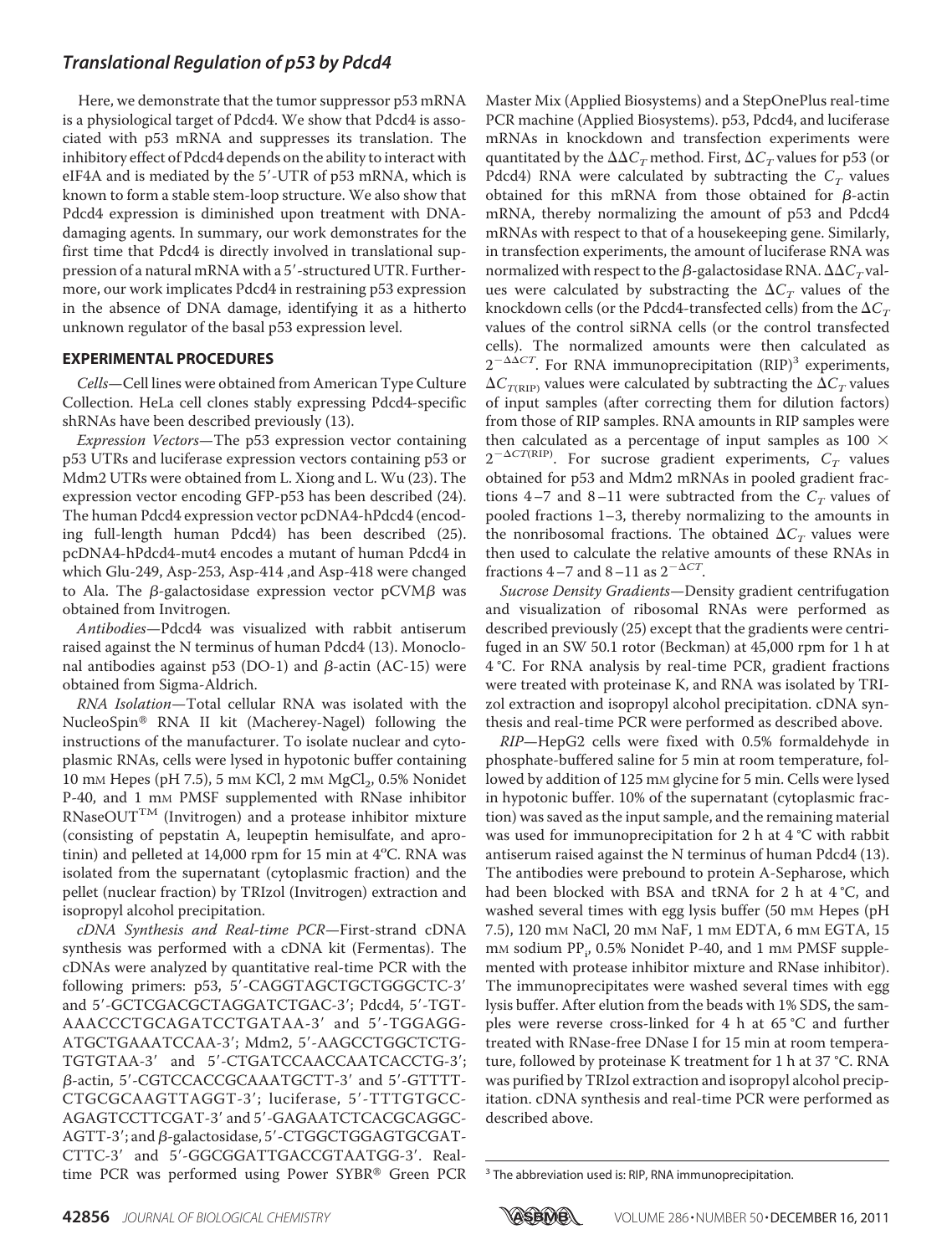Here, we demonstrate that the tumor suppressor p53 mRNA is a physiological target of Pdcd4. We show that Pdcd4 is associated with p53 mRNA and suppresses its translation. The inhibitory effect of Pdcd4 depends on the ability to interact with eIF4A and is mediated by the 5′-UTR of p53 mRNA, which is known to form a stable stem-loop structure. We also show that Pdcd4 expression is diminished upon treatment with DNA-damaging agents. In summary, our work demonstrates for the first time that Pdcd4 is directly involved in translational suppression of a natural mRNA with a 5′-structured UTR. Furthermore, our work implicates Pdcd4 in restraining p53 expression in the absence of DNA damage, identifying it as a hitherto unknown regulator of the basal p53 expression level.

## EXPERIMENTAL PROCEDURES

*Cells*—Cell lines were obtained from American Type Culture Collection. HeLa cell clones stably expressing Pdcd4-specific shRNAs have been described previously (13).

*Expression Vectors*—The p53 expression vector containing p53 UTRs and luciferase expression vectors containing p53 or Mdm2 UTRs were obtained from L. Xiong and L. Wu (23). The expression vector encoding GFP-p53 has been described (24). The human Pdcd4 expression vector pcDNA4-hPdcd4 (encoding full-length human Pdcd4) has been described (25). pcDNA4-hPdcd4-mut4 encodes a mutant of human Pdcd4 in which Glu-249, Asp-253, Asp-414 ,and Asp-418 were changed to Ala. The β-galactosidase expression vector pCVMβ was obtained from Invitrogen.

*Antibodies*—Pdcd4 was visualized with rabbit antiserum raised against the N terminus of human Pdcd4 (13). Monoclonal antibodies against p53 (DO-1) and β-actin (AC-15) were obtained from Sigma-Aldrich.

*RNA Isolation*—Total cellular RNA was isolated with the NucleoSpin® RNA II kit (Macherey-Nagel) following the instructions of the manufacturer. To isolate nuclear and cytoplasmic RNAs, cells were lysed in hypotonic buffer containing 10 mM Hepes (pH 7.5), 5 mM KCl, 2 mM $MgCl_2$, 0.5% Nonidet P-40, and 1 mM PMSF supplemented with RNase inhibitor RNaseOUT™ (Invitrogen) and a protease inhibitor mixture (consisting of pepstatin A, leupeptin hemisulfate, and aprotinin) and pelleted at 14,000 rpm for 15 min at 4°C. RNA was isolated from the supernatant (cytoplasmic fraction) and the pellet (nuclear fraction) by TRIzol (Invitrogen) extraction and isopropyl alcohol precipitation.

*cDNA Synthesis and Real-time PCR*—First-strand cDNA synthesis was performed with a cDNA kit (Fermentas). The cDNAs were analyzed by quantitative real-time PCR with the following primers: p53, 5′-CAGGTAGCTGCTGGGCTC-3′ and 5′-GCTCGACGCTAGGATCTGAC-3′; Pdcd4, 5′-TGTAAACCCTGCAGATCCTGATAA-3′ and 5′-TGGAGGATGCTGAAATCCAA-3′; Mdm2, 5′-AAGCCTGGCTCTGTGTGTAA-3′ and 5′-CTGATCCAACCAATCACCTG-3′; β-actin, 5′-CGTCCACCGCAAATGCTT-3′ and 5′-GTTTTCTGCGCAAGTTAGGT-3′; luciferase, 5′-TTTGTGCCAGAGTCCTTCGAT-3′ and 5′-GAGAATCTCACGCAGGCAGTT-3′; and β-galactosidase, 5′-CTGGCTGGAGTGCGATCTTC-3′ and 5′-GGCGGATTGACCGTAATGG-3′. Real-time PCR was performed using Power SYBR® Green PCR Master Mix (Applied Biosystems) and a StepOnePlus real-time PCR machine (Applied Biosystems). p53, Pdcd4, and luciferase mRNAs in knockdown and transfection experiments were quantitated by the $\Delta\Delta C_T$ method. First, $\Delta C_T$ values for p53 (or Pdcd4) RNA were calculated by subtracting the $C_T$ values obtained for this mRNA from those obtained for β-actin mRNA, thereby normalizing the amount of p53 and Pdcd4 mRNAs with respect to that of a housekeeping gene. Similarly, in transfection experiments, the amount of luciferase RNA was normalized with respect to the β-galactosidase RNA. $\Delta\Delta C_T$ values were calculated by substracting the $\Delta C_T$ values of the knockdown cells (or the Pdcd4-transfected cells) from the $\Delta C_T$ values of the control siRNA cells (or the control transfected cells). The normalized amounts were then calculated as $2^{-\Delta\Delta CT}$. For RNA immunoprecipitation (RIP)[3] experiments, $\Delta C_{T(\mathrm{RIP})}$ values were calculated by subtracting the $\Delta C_T$ values of input samples (after correcting them for dilution factors) from those of RIP samples. RNA amounts in RIP samples were then calculated as a percentage of input samples as $100 \times 2^{-\Delta CT(\mathrm{RIP})}$. For sucrose gradient experiments, $C_T$ values obtained for p53 and Mdm2 mRNAs in pooled gradient fractions 4–7 and 8–11 were subtracted from the $C_T$ values of pooled fractions 1–3, thereby normalizing to the amounts in the nonribosomal fractions. The obtained $\Delta C_T$ values were then used to calculate the relative amounts of these RNAs in fractions 4–7 and 8–11 as $2^{-\Delta CT}$.

*Sucrose Density Gradients*—Density gradient centrifugation and visualization of ribosomal RNAs were performed as described previously (25) except that the gradients were centrifuged in an SW 50.1 rotor (Beckman) at 45,000 rpm for 1 h at 4 °C. For RNA analysis by real-time PCR, gradient fractions were treated with proteinase K, and RNA was isolated by TRIzol extraction and isopropyl alcohol precipitation. cDNA synthesis and real-time PCR were performed as described above.

*RIP*—HepG2 cells were fixed with 0.5% formaldehyde in phosphate-buffered saline for 5 min at room temperature, followed by addition of 125 mM glycine for 5 min. Cells were lysed in hypotonic buffer. 10% of the supernatant (cytoplasmic fraction) was saved as the input sample, and the remaining material was used for immunoprecipitation for 2 h at 4 °C with rabbit antiserum raised against the N terminus of human Pdcd4 (13). The antibodies were prebound to protein A-Sepharose, which had been blocked with BSA and tRNA for 2 h at 4 °C, and washed several times with egg lysis buffer (50 mM Hepes (pH 7.5), 120 mM NaCl, 20 mM NaF, 1 mM EDTA, 6 mM EGTA, 15 mM sodium $PP_i$, 0.5% Nonidet P-40, and 1 mM PMSF supplemented with protease inhibitor mixture and RNase inhibitor). The immunoprecipitates were washed several times with egg lysis buffer. After elution from the beads with 1% SDS, the samples were reverse cross-linked for 4 h at 65 °C and further treated with RNase-free DNase I for 15 min at room temperature, followed by proteinase K treatment for 1 h at 37 °C. RNA was purified by TRIzol extraction and isopropyl alcohol precipitation. cDNA synthesis and real-time PCR were performed as described above.

[3] The abbreviation used is: RIP, RNA immunoprecipitation.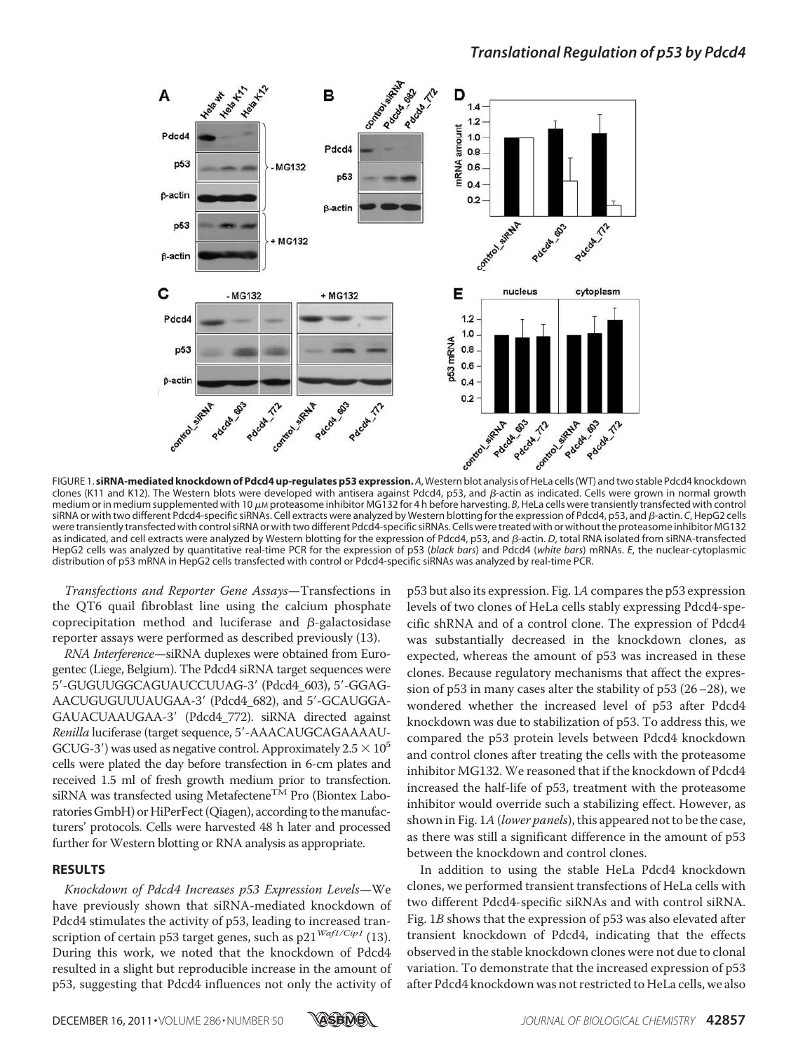FIGURE 1. **siRNA-mediated knockdown of Pdcd4 up-regulates p53 expression.** *A*, Western blot analysis of HeLa cells (WT) and two stable Pdcd4 knockdown clones (K11 and K12). The Western blots were developed with antisera against Pdcd4, p53, and β-actin as indicated. Cells were grown in normal growth medium or in medium supplemented with 10 μM proteasome inhibitor MG132 for 4 h before harvesting. *B*, HeLa cells were transiently transfected with control siRNA or with two different Pdcd4-specific siRNAs. Cell extracts were analyzed by Western blotting for the expression of Pdcd4, p53, and β-actin. *C*, HepG2 cells were transiently transfected with control siRNA or with two different Pdcd4-specific siRNAs. Cells were treated with or without the proteasome inhibitor MG132 as indicated, and cell extracts were analyzed by Western blotting for the expression of Pdcd4, p53, and β-actin. *D*, total RNA isolated from siRNA-transfected HepG2 cells was analyzed by quantitative real-time PCR for the expression of p53 (*black bars*) and Pdcd4 (*white bars*) mRNAs. *E*, the nuclear-cytoplasmic distribution of p53 mRNA in HepG2 cells transfected with control or Pdcd4-specific siRNAs was analyzed by real-time PCR.

*Transfections and Reporter Gene Assays*—Transfections in the QT6 quail fibroblast line using the calcium phosphate coprecipitation method and luciferase and β-galactosidase reporter assays were performed as described previously (13).

*RNA Interference*—siRNA duplexes were obtained from Eurogentec (Liege, Belgium). The Pdcd4 siRNA target sequences were 5′-GUGUUGGCAGUAUCCUUAG-3′ (Pdcd4_603), 5′-GGAGAACUGUGUUUAUGAA-3′ (Pdcd4_682), and 5′-GCAUGGAGAUACUAAUGAA-3′ (Pdcd4_772). siRNA directed against *Renilla* luciferase (target sequence, 5′-AAACAUGCAGAAAAUGCUG-3′) was used as negative control. Approximately $2.5 \times 10^5$ cells were plated the day before transfection in 6-cm plates and received 1.5 ml of fresh growth medium prior to transfection. siRNA was transfected using Metafectene™ Pro (Biontex Laboratories GmbH) or HiPerFect (Qiagen), according to the manufacturers' protocols. Cells were harvested 48 h later and processed further for Western blotting or RNA analysis as appropriate.

## RESULTS

*Knockdown of Pdcd4 Increases p53 Expression Levels*—We have previously shown that siRNA-mediated knockdown of Pdcd4 stimulates the activity of p53, leading to increased transcription of certain p53 target genes, such as $p21^{Waf1/Cip1}$ (13). During this work, we noted that the knockdown of Pdcd4 resulted in a slight but reproducible increase in the amount of p53, suggesting that Pdcd4 influences not only the activity of p53 but also its expression. Fig. 1*A* compares the p53 expression levels of two clones of HeLa cells stably expressing Pdcd4-specific shRNA and of a control clone. The expression of Pdcd4 was substantially decreased in the knockdown clones, as expected, whereas the amount of p53 was increased in these clones. Because regulatory mechanisms that affect the expression of p53 in many cases alter the stability of p53 (26–28), we wondered whether the increased level of p53 after Pdcd4 knockdown was due to stabilization of p53. To address this, we compared the p53 protein levels between Pdcd4 knockdown and control clones after treating the cells with the proteasome inhibitor MG132. We reasoned that if the knockdown of Pdcd4 increased the half-life of p53, treatment with the proteasome inhibitor would override such a stabilizing effect. However, as shown in Fig. 1*A* (*lower panels*), this appeared not to be the case, as there was still a significant difference in the amount of p53 between the knockdown and control clones.

In addition to using the stable HeLa Pdcd4 knockdown clones, we performed transient transfections of HeLa cells with two different Pdcd4-specific siRNAs and with control siRNA. Fig. 1*B* shows that the expression of p53 was also elevated after transient knockdown of Pdcd4, indicating that the effects observed in the stable knockdown clones were not due to clonal variation. To demonstrate that the increased expression of p53 after Pdcd4 knockdown was not restricted to HeLa cells, we also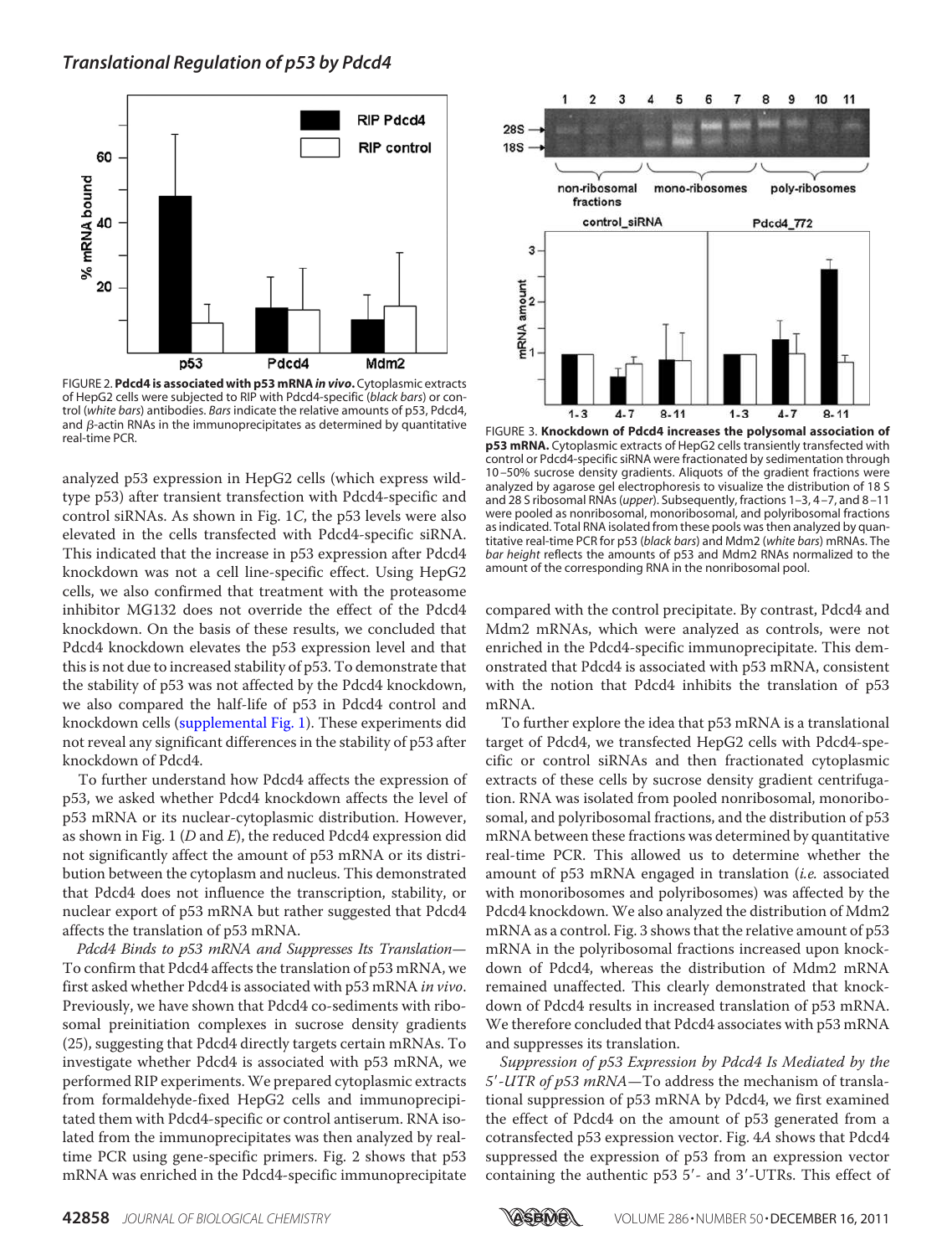FIGURE 2. **Pdcd4 is associated with p53 mRNA *in vivo*.** Cytoplasmic extracts of HepG2 cells were subjected to RIP with Pdcd4-specific (*black bars*) or control (*white bars*) antibodies. *Bars* indicate the relative amounts of p53, Pdcd4, and β-actin RNAs in the immunoprecipitates as determined by quantitative real-time PCR.

analyzed p53 expression in HepG2 cells (which express wild-type p53) after transient transfection with Pdcd4-specific and control siRNAs. As shown in Fig. 1*C*, the p53 levels were also elevated in the cells transfected with Pdcd4-specific siRNA. This indicated that the increase in p53 expression after Pdcd4 knockdown was not a cell line-specific effect. Using HepG2 cells, we also confirmed that treatment with the proteasome inhibitor MG132 does not override the effect of the Pdcd4 knockdown. On the basis of these results, we concluded that Pdcd4 knockdown elevates the p53 expression level and that this is not due to increased stability of p53. To demonstrate that the stability of p53 was not affected by the Pdcd4 knockdown, we also compared the half-life of p53 in Pdcd4 control and knockdown cells (supplemental Fig. 1). These experiments did not reveal any significant differences in the stability of p53 after knockdown of Pdcd4.

To further understand how Pdcd4 affects the expression of p53, we asked whether Pdcd4 knockdown affects the level of p53 mRNA or its nuclear-cytoplasmic distribution. However, as shown in Fig. 1 (*D* and *E*), the reduced Pdcd4 expression did not significantly affect the amount of p53 mRNA or its distribution between the cytoplasm and nucleus. This demonstrated that Pdcd4 does not influence the transcription, stability, or nuclear export of p53 mRNA but rather suggested that Pdcd4 affects the translation of p53 mRNA.

*Pdcd4 Binds to p53 mRNA and Suppresses Its Translation*—To confirm that Pdcd4 affects the translation of p53 mRNA, we first asked whether Pdcd4 is associated with p53 mRNA *in vivo*. Previously, we have shown that Pdcd4 co-sediments with ribosomal preinitiation complexes in sucrose density gradients (25), suggesting that Pdcd4 directly targets certain mRNAs. To investigate whether Pdcd4 is associated with p53 mRNA, we performed RIP experiments. We prepared cytoplasmic extracts from formaldehyde-fixed HepG2 cells and immunoprecipitated them with Pdcd4-specific or control antiserum. RNA isolated from the immunoprecipitates was then analyzed by real-time PCR using gene-specific primers. Fig. 2 shows that p53 mRNA was enriched in the Pdcd4-specific immunoprecipitate compared with the control precipitate. By contrast, Pdcd4 and Mdm2 mRNAs, which were analyzed as controls, were not enriched in the Pdcd4-specific immunoprecipitate. This demonstrated that Pdcd4 is associated with p53 mRNA, consistent with the notion that Pdcd4 inhibits the translation of p53 mRNA.

FIGURE 3. **Knockdown of Pdcd4 increases the polysomal association of p53 mRNA.** Cytoplasmic extracts of HepG2 cells transiently transfected with control or Pdcd4-specific siRNA were fractionated by sedimentation through 10–50% sucrose density gradients. Aliquots of the gradient fractions were analyzed by agarose gel electrophoresis to visualize the distribution of 18 S and 28 S ribosomal RNAs (*upper*). Subsequently, fractions 1–3, 4–7, and 8–11 were pooled as nonribosomal, monoribosomal, and polyribosomal fractions as indicated. Total RNA isolated from these pools was then analyzed by quantitative real-time PCR for p53 (*black bars*) and Mdm2 (*white bars*) mRNAs. The *bar height* reflects the amounts of p53 and Mdm2 RNAs normalized to the amount of the corresponding RNA in the nonribosomal pool.

To further explore the idea that p53 mRNA is a translational target of Pdcd4, we transfected HepG2 cells with Pdcd4-specific or control siRNAs and then fractionated cytoplasmic extracts of these cells by sucrose density gradient centrifugation. RNA was isolated from pooled nonribosomal, monoribosomal, and polyribosomal fractions, and the distribution of p53 mRNA between these fractions was determined by quantitative real-time PCR. This allowed us to determine whether the amount of p53 mRNA engaged in translation (*i.e.* associated with monoribosomes and polyribosomes) was affected by the Pdcd4 knockdown. We also analyzed the distribution of Mdm2 mRNA as a control. Fig. 3 shows that the relative amount of p53 mRNA in the polyribosomal fractions increased upon knockdown of Pdcd4, whereas the distribution of Mdm2 mRNA remained unaffected. This clearly demonstrated that knockdown of Pdcd4 results in increased translation of p53 mRNA. We therefore concluded that Pdcd4 associates with p53 mRNA and suppresses its translation.

*Suppression of p53 Expression by Pdcd4 Is Mediated by the 5′-UTR of p53 mRNA*—To address the mechanism of translational suppression of p53 mRNA by Pdcd4, we first examined the effect of Pdcd4 on the amount of p53 generated from a cotransfected p53 expression vector. Fig. 4*A* shows that Pdcd4 suppressed the expression of p53 from an expression vector containing the authentic p53 5′- and 3′-UTRs. This effect of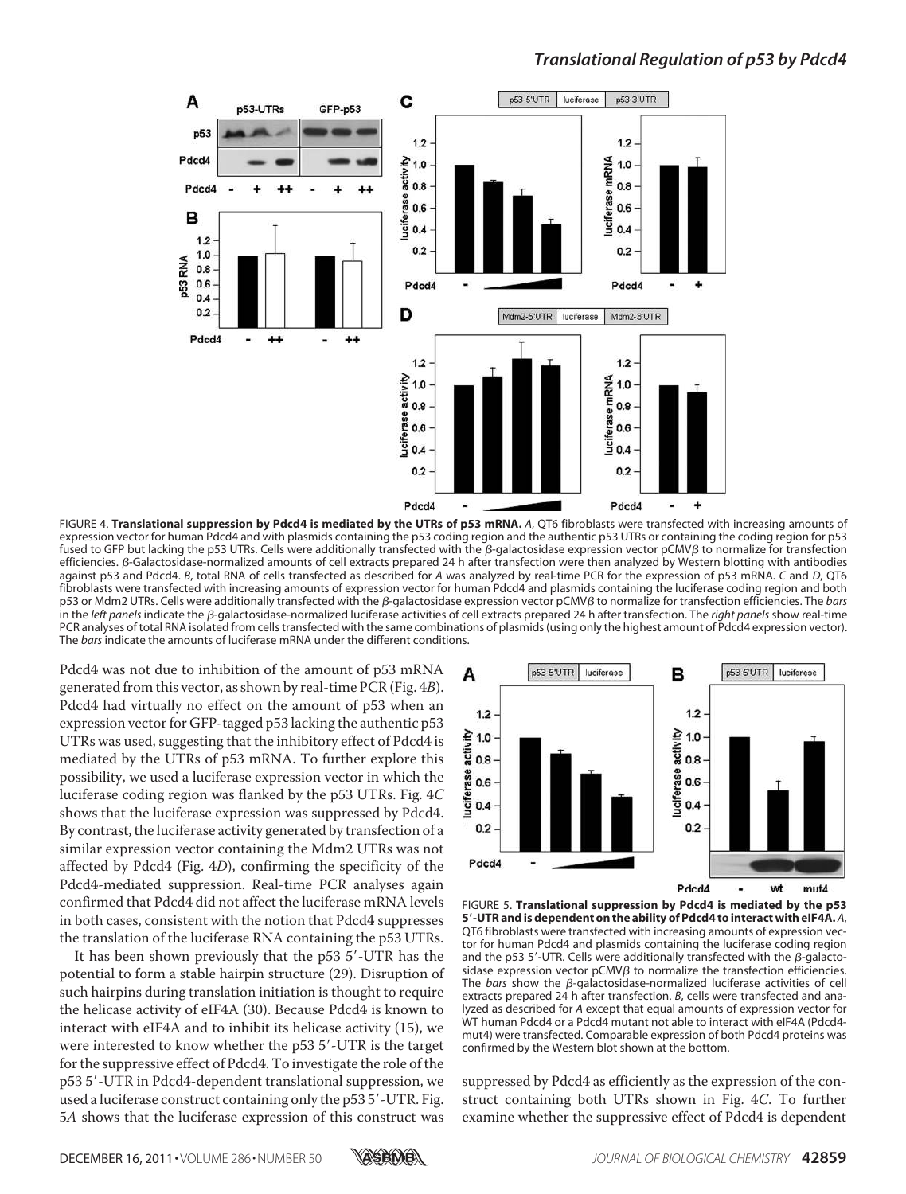FIGURE 4. **Translational suppression by Pdcd4 is mediated by the UTRs of p53 mRNA.** *A*, QT6 fibroblasts were transfected with increasing amounts of expression vector for human Pdcd4 and with plasmids containing the p53 coding region and the authentic p53 UTRs or containing the coding region for p53 fused to GFP but lacking the p53 UTRs. Cells were additionally transfected with the β-galactosidase expression vector pCMVβ to normalize for transfection efficiencies. β-Galactosidase-normalized amounts of cell extracts prepared 24 h after transfection were then analyzed by Western blotting with antibodies against p53 and Pdcd4. *B*, total RNA of cells transfected as described for *A* was analyzed by real-time PCR for the expression of p53 mRNA. *C* and *D*, QT6 fibroblasts were transfected with increasing amounts of expression vector for human Pdcd4 and plasmids containing the luciferase coding region and both p53 or Mdm2 UTRs. Cells were additionally transfected with the β-galactosidase expression vector pCMVβ to normalize for transfection efficiencies. The *bars* in the *left panels* indicate the β-galactosidase-normalized luciferase activities of cell extracts prepared 24 h after transfection. The *right panels* show real-time PCR analyses of total RNA isolated from cells transfected with the same combinations of plasmids (using only the highest amount of Pdcd4 expression vector). The *bars* indicate the amounts of luciferase mRNA under the different conditions.

Pdcd4 was not due to inhibition of the amount of p53 mRNA generated from this vector, as shown by real-time PCR (Fig. 4*B*). Pdcd4 had virtually no effect on the amount of p53 when an expression vector for GFP-tagged p53 lacking the authentic p53 UTRs was used, suggesting that the inhibitory effect of Pdcd4 is mediated by the UTRs of p53 mRNA. To further explore this possibility, we used a luciferase expression vector in which the luciferase coding region was flanked by the p53 UTRs. Fig. 4*C* shows that the luciferase expression was suppressed by Pdcd4. By contrast, the luciferase activity generated by transfection of a similar expression vector containing the Mdm2 UTRs was not affected by Pdcd4 (Fig. 4*D*), confirming the specificity of the Pdcd4-mediated suppression. Real-time PCR analyses again confirmed that Pdcd4 did not affect the luciferase mRNA levels in both cases, consistent with the notion that Pdcd4 suppresses the translation of the luciferase RNA containing the p53 UTRs.

It has been shown previously that the p53 5′-UTR has the potential to form a stable hairpin structure (29). Disruption of such hairpins during translation initiation is thought to require the helicase activity of eIF4A (30). Because Pdcd4 is known to interact with eIF4A and to inhibit its helicase activity (15), we were interested to know whether the p53 5′-UTR is the target for the suppressive effect of Pdcd4. To investigate the role of the p53 5′-UTR in Pdcd4-dependent translational suppression, we used a luciferase construct containing only the p53 5′-UTR. Fig. 5*A* shows that the luciferase expression of this construct was suppressed by Pdcd4 as efficiently as the expression of the construct containing both UTRs shown in Fig. 4*C*. To further examine whether the suppressive effect of Pdcd4 is dependent

FIGURE 5. **Translational suppression by Pdcd4 is mediated by the p53 5′-UTR and is dependent on the ability of Pdcd4 to interact with eIF4A.** *A*, QT6 fibroblasts were transfected with increasing amounts of expression vector for human Pdcd4 and plasmids containing the luciferase coding region and the p53 5′-UTR. Cells were additionally transfected with the β-galactosidase expression vector pCMVβ to normalize the transfection efficiencies. The *bars* show the β-galactosidase-normalized luciferase activities of cell extracts prepared 24 h after transfection. *B*, cells were transfected and analyzed as described for *A* except that equal amounts of expression vector for WT human Pdcd4 or a Pdcd4 mutant not able to interact with eIF4A (Pdcd4-mut4) were transfected. Comparable expression of both Pdcd4 proteins was confirmed by the Western blot shown at the bottom.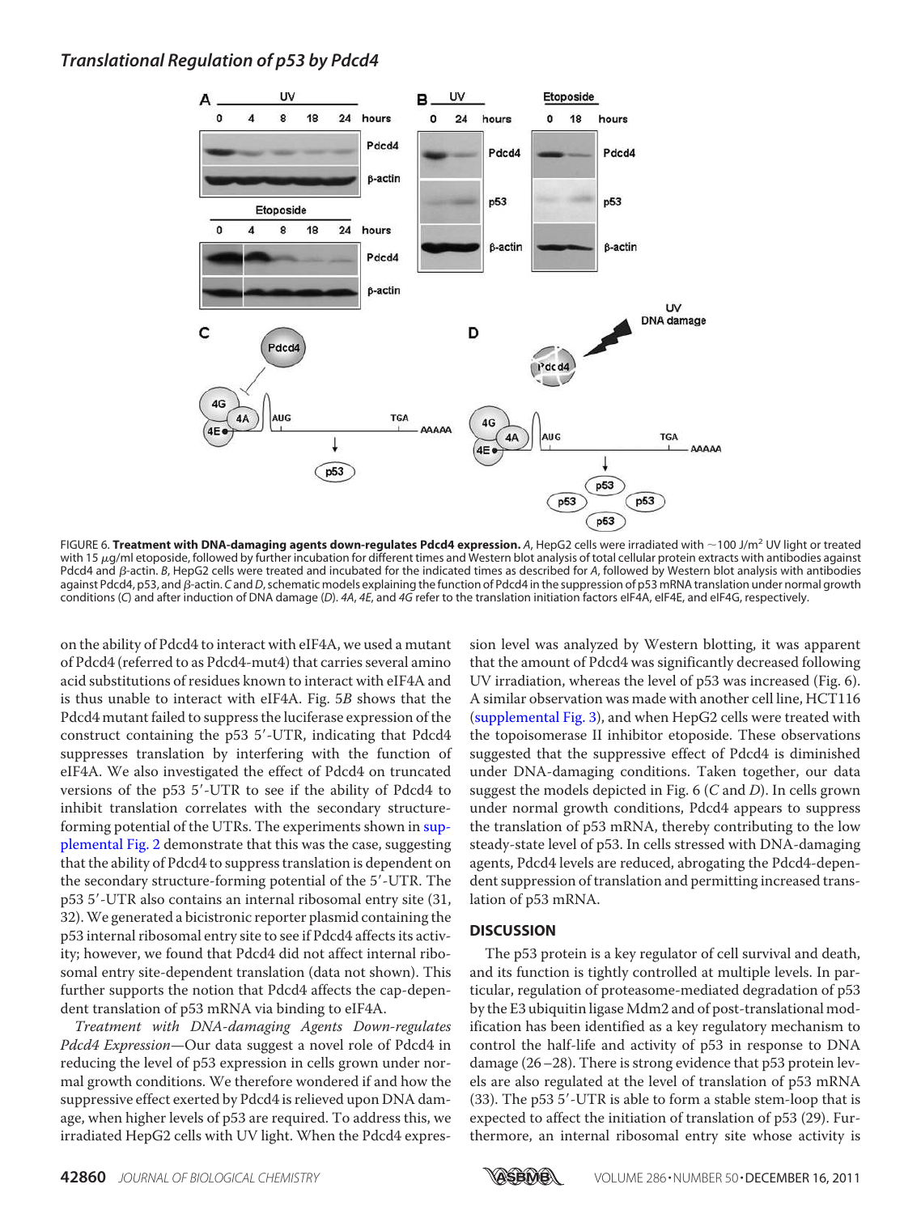FIGURE 6. **Treatment with DNA-damaging agents down-regulates Pdcd4 expression.** *A*, HepG2 cells were irradiated with ~100 J/m$^2$ UV light or treated with 15 $\mu$g/ml etoposide, followed by further incubation for different times and Western blot analysis of total cellular protein extracts with antibodies against Pdcd4 and $\beta$-actin. *B*, HepG2 cells were treated and incubated for the indicated times as described for *A*, followed by Western blot analysis with antibodies against Pdcd4, p53, and $\beta$-actin. *C* and *D*, schematic models explaining the function of Pdcd4 in the suppression of p53 mRNA translation under normal growth conditions (*C*) and after induction of DNA damage (*D*). *4A*, *4E*, and *4G* refer to the translation initiation factors eIF4A, eIF4E, and eIF4G, respectively.

on the ability of Pdcd4 to interact with eIF4A, we used a mutant of Pdcd4 (referred to as Pdcd4-mut4) that carries several amino acid substitutions of residues known to interact with eIF4A and is thus unable to interact with eIF4A. Fig. 5*B* shows that the Pdcd4 mutant failed to suppress the luciferase expression of the construct containing the p53 5′-UTR, indicating that Pdcd4 suppresses translation by interfering with the function of eIF4A. We also investigated the effect of Pdcd4 on truncated versions of the p53 5′-UTR to see if the ability of Pdcd4 to inhibit translation correlates with the secondary structure-forming potential of the UTRs. The experiments shown in supplemental Fig. 2 demonstrate that this was the case, suggesting that the ability of Pdcd4 to suppress translation is dependent on the secondary structure-forming potential of the 5′-UTR. The p53 5′-UTR also contains an internal ribosomal entry site (31, 32). We generated a bicistronic reporter plasmid containing the p53 internal ribosomal entry site to see if Pdcd4 affects its activity; however, we found that Pdcd4 did not affect internal ribosomal entry site-dependent translation (data not shown). This further supports the notion that Pdcd4 affects the cap-dependent translation of p53 mRNA via binding to eIF4A.

*Treatment with DNA-damaging Agents Down-regulates Pdcd4 Expression*—Our data suggest a novel role of Pdcd4 in reducing the level of p53 expression in cells grown under normal growth conditions. We therefore wondered if and how the suppressive effect exerted by Pdcd4 is relieved upon DNA damage, when higher levels of p53 are required. To address this, we irradiated HepG2 cells with UV light. When the Pdcd4 expression level was analyzed by Western blotting, it was apparent that the amount of Pdcd4 was significantly decreased following UV irradiation, whereas the level of p53 was increased (Fig. 6). A similar observation was made with another cell line, HCT116 (supplemental Fig. 3), and when HepG2 cells were treated with the topoisomerase II inhibitor etoposide. These observations suggested that the suppressive effect of Pdcd4 is diminished under DNA-damaging conditions. Taken together, our data suggest the models depicted in Fig. 6 (*C* and *D*). In cells grown under normal growth conditions, Pdcd4 appears to suppress the translation of p53 mRNA, thereby contributing to the low steady-state level of p53. In cells stressed with DNA-damaging agents, Pdcd4 levels are reduced, abrogating the Pdcd4-dependent suppression of translation and permitting increased translation of p53 mRNA.

## DISCUSSION

The p53 protein is a key regulator of cell survival and death, and its function is tightly controlled at multiple levels. In particular, regulation of proteasome-mediated degradation of p53 by the E3 ubiquitin ligase Mdm2 and of post-translational modification has been identified as a key regulatory mechanism to control the half-life and activity of p53 in response to DNA damage (26–28). There is strong evidence that p53 protein levels are also regulated at the level of translation of p53 mRNA (33). The p53 5′-UTR is able to form a stable stem-loop that is expected to affect the initiation of translation of p53 (29). Furthermore, an internal ribosomal entry site whose activity is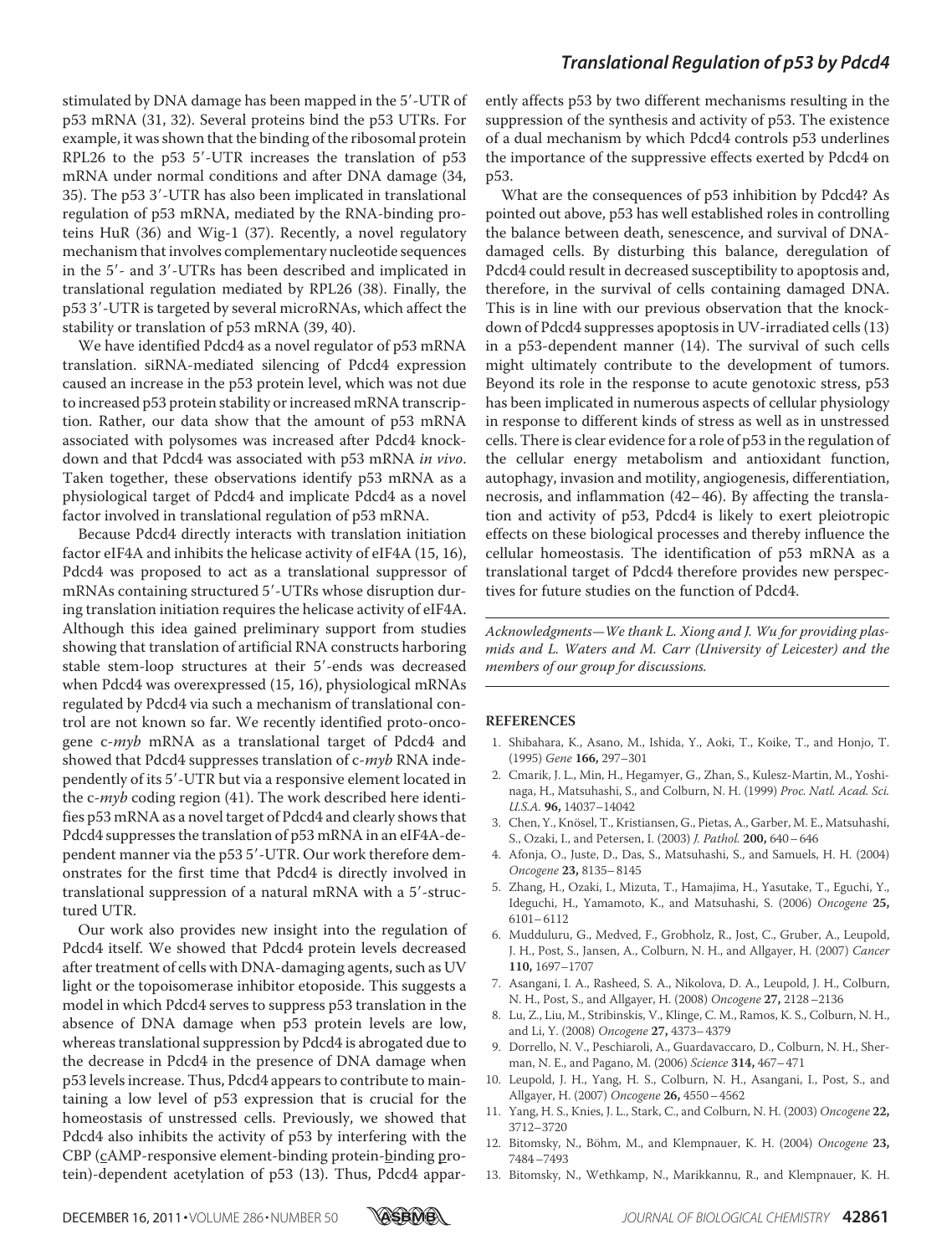stimulated by DNA damage has been mapped in the 5′-UTR of p53 mRNA (31, 32). Several proteins bind the p53 UTRs. For example, it was shown that the binding of the ribosomal protein RPL26 to the p53 5′-UTR increases the translation of p53 mRNA under normal conditions and after DNA damage (34, 35). The p53 3′-UTR has also been implicated in translational regulation of p53 mRNA, mediated by the RNA-binding proteins HuR (36) and Wig-1 (37). Recently, a novel regulatory mechanism that involves complementary nucleotide sequences in the 5′- and 3′-UTRs has been described and implicated in translational regulation mediated by RPL26 (38). Finally, the p53 3′-UTR is targeted by several microRNAs, which affect the stability or translation of p53 mRNA (39, 40).

We have identified Pdcd4 as a novel regulator of p53 mRNA translation. siRNA-mediated silencing of Pdcd4 expression caused an increase in the p53 protein level, which was not due to increased p53 protein stability or increased mRNA transcription. Rather, our data show that the amount of p53 mRNA associated with polysomes was increased after Pdcd4 knockdown and that Pdcd4 was associated with p53 mRNA *in vivo*. Taken together, these observations identify p53 mRNA as a physiological target of Pdcd4 and implicate Pdcd4 as a novel factor involved in translational regulation of p53 mRNA.

Because Pdcd4 directly interacts with translation initiation factor eIF4A and inhibits the helicase activity of eIF4A (15, 16), Pdcd4 was proposed to act as a translational suppressor of mRNAs containing structured 5′-UTRs whose disruption during translation initiation requires the helicase activity of eIF4A. Although this idea gained preliminary support from studies showing that translation of artificial RNA constructs harboring stable stem-loop structures at their 5′-ends was decreased when Pdcd4 was overexpressed (15, 16), physiological mRNAs regulated by Pdcd4 via such a mechanism of translational control are not known so far. We recently identified proto-oncogene c-*myb* mRNA as a translational target of Pdcd4 and showed that Pdcd4 suppresses translation of c-*myb* RNA independently of its 5′-UTR but via a responsive element located in the c-*myb* coding region (41). The work described here identifies p53 mRNA as a novel target of Pdcd4 and clearly shows that Pdcd4 suppresses the translation of p53 mRNA in an eIF4A-dependent manner via the p53 5′-UTR. Our work therefore demonstrates for the first time that Pdcd4 is directly involved in translational suppression of a natural mRNA with a 5′-structured UTR.

Our work also provides new insight into the regulation of Pdcd4 itself. We showed that Pdcd4 protein levels decreased after treatment of cells with DNA-damaging agents, such as UV light or the topoisomerase inhibitor etoposide. This suggests a model in which Pdcd4 serves to suppress p53 translation in the absence of DNA damage when p53 protein levels are low, whereas translational suppression by Pdcd4 is abrogated due to the decrease in Pdcd4 in the presence of DNA damage when p53 levels increase. Thus, Pdcd4 appears to contribute to maintaining a low level of p53 expression that is crucial for the homeostasis of unstressed cells. Previously, we showed that Pdcd4 also inhibits the activity of p53 by interfering with the CBP (cAMP-responsive element-binding protein-binding protein)-dependent acetylation of p53 (13). Thus, Pdcd4 apparently affects p53 by two different mechanisms resulting in the suppression of the synthesis and activity of p53. The existence of a dual mechanism by which Pdcd4 controls p53 underlines the importance of the suppressive effects exerted by Pdcd4 on p53.

What are the consequences of p53 inhibition by Pdcd4? As pointed out above, p53 has well established roles in controlling the balance between death, senescence, and survival of DNA-damaged cells. By disturbing this balance, deregulation of Pdcd4 could result in decreased susceptibility to apoptosis and, therefore, in the survival of cells containing damaged DNA. This is in line with our previous observation that the knockdown of Pdcd4 suppresses apoptosis in UV-irradiated cells (13) in a p53-dependent manner (14). The survival of such cells might ultimately contribute to the development of tumors. Beyond its role in the response to acute genotoxic stress, p53 has been implicated in numerous aspects of cellular physiology in response to different kinds of stress as well as in unstressed cells. There is clear evidence for a role of p53 in the regulation of the cellular energy metabolism and antioxidant function, autophagy, invasion and motility, angiogenesis, differentiation, necrosis, and inflammation (42–46). By affecting the translation and activity of p53, Pdcd4 is likely to exert pleiotropic effects on these biological processes and thereby influence the cellular homeostasis. The identification of p53 mRNA as a translational target of Pdcd4 therefore provides new perspectives for future studies on the function of Pdcd4.

*Acknowledgments—We thank L. Xiong and J. Wu for providing plasmids and L. Waters and M. Carr (University of Leicester) and the members of our group for discussions.*

## REFERENCES

1. Shibahara, K., Asano, M., Ishida, Y., Aoki, T., Koike, T., and Honjo, T. (1995) *Gene* **166,** 297–301
2. Cmarik, J. L., Min, H., Hegamyer, G., Zhan, S., Kulesz-Martin, M., Yoshinaga, H., Matsuhashi, S., and Colburn, N. H. (1999) *Proc. Natl. Acad. Sci. U.S.A.* **96,** 14037–14042
3. Chen, Y., Knösel, T., Kristiansen, G., Pietas, A., Garber, M. E., Matsuhashi, S., Ozaki, I., and Petersen, I. (2003) *J. Pathol.* **200,** 640–646
4. Afonja, O., Juste, D., Das, S., Matsuhashi, S., and Samuels, H. H. (2004) *Oncogene* **23,** 8135–8145
5. Zhang, H., Ozaki, I., Mizuta, T., Hamajima, H., Yasutake, T., Eguchi, Y., Ideguchi, H., Yamamoto, K., and Matsuhashi, S. (2006) *Oncogene* **25,** 6101–6112
6. Mudduluru, G., Medved, F., Grobholz, R., Jost, C., Gruber, A., Leupold, J. H., Post, S., Jansen, A., Colburn, N. H., and Allgayer, H. (2007) *Cancer* **110,** 1697–1707
7. Asangani, I. A., Rasheed, S. A., Nikolova, D. A., Leupold, J. H., Colburn, N. H., Post, S., and Allgayer, H. (2008) *Oncogene* **27,** 2128–2136
8. Lu, Z., Liu, M., Stribinskis, V., Klinge, C. M., Ramos, K. S., Colburn, N. H., and Li, Y. (2008) *Oncogene* **27,** 4373–4379
9. Dorrello, N. V., Peschiaroli, A., Guardavaccaro, D., Colburn, N. H., Sherman, N. E., and Pagano, M. (2006) *Science* **314,** 467–471
10. Leupold, J. H., Yang, H. S., Colburn, N. H., Asangani, I., Post, S., and Allgayer, H. (2007) *Oncogene* **26,** 4550–4562
11. Yang, H. S., Knies, J. L., Stark, C., and Colburn, N. H. (2003) *Oncogene* **22,** 3712–3720
12. Bitomsky, N., Böhm, M., and Klempnauer, K. H. (2004) *Oncogene* **23,** 7484–7493
13. Bitomsky, N., Wethkamp, N., Marikkannu, R., and Klempnauer, K. H.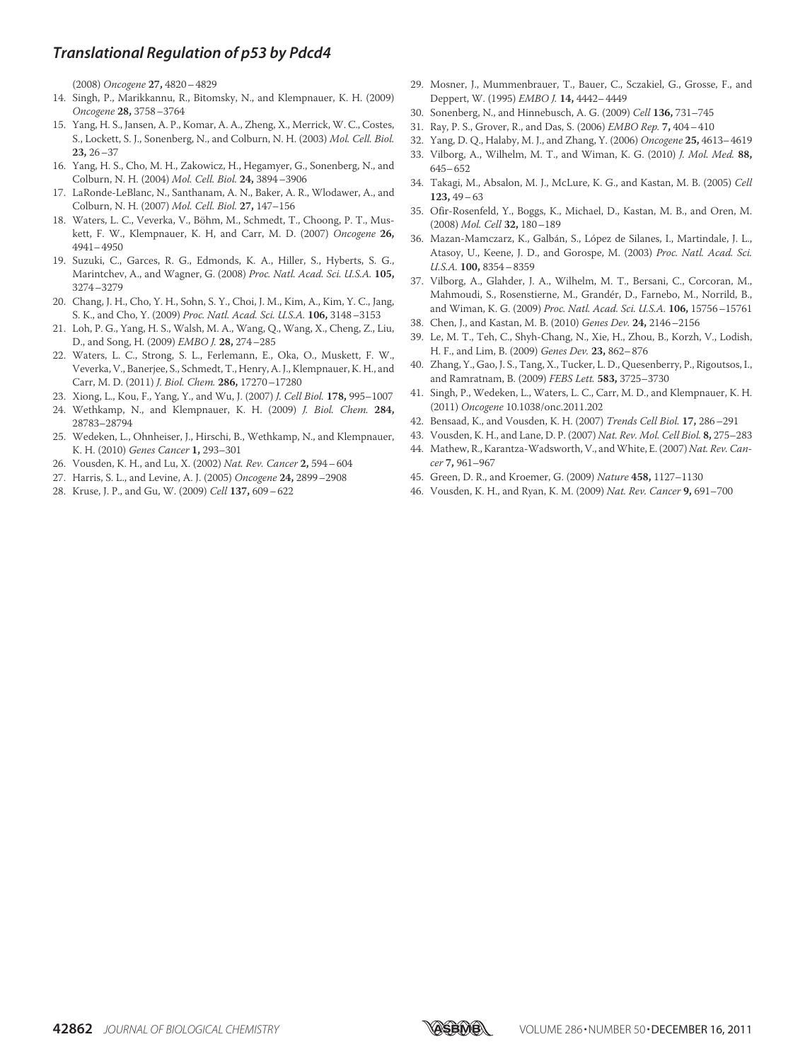(2008) *Oncogene* **27,** 4820–4829

14. Singh, P., Marikkannu, R., Bitomsky, N., and Klempnauer, K. H. (2009) *Oncogene* **28,** 3758–3764
15. Yang, H. S., Jansen, A. P., Komar, A. A., Zheng, X., Merrick, W. C., Costes, S., Lockett, S. J., Sonenberg, N., and Colburn, N. H. (2003) *Mol. Cell. Biol.* **23,** 26–37
16. Yang, H. S., Cho, M. H., Zakowicz, H., Hegamyer, G., Sonenberg, N., and Colburn, N. H. (2004) *Mol. Cell. Biol.* **24,** 3894–3906
17. LaRonde-LeBlanc, N., Santhanam, A. N., Baker, A. R., Wlodawer, A., and Colburn, N. H. (2007) *Mol. Cell. Biol.* **27,** 147–156
18. Waters, L. C., Veverka, V., Böhm, M., Schmedt, T., Choong, P. T., Muskett, F. W., Klempnauer, K. H, and Carr, M. D. (2007) *Oncogene* **26,** 4941–4950
19. Suzuki, C., Garces, R. G., Edmonds, K. A., Hiller, S., Hyberts, S. G., Marintchev, A., and Wagner, G. (2008) *Proc. Natl. Acad. Sci. U.S.A.* **105,** 3274–3279
20. Chang, J. H., Cho, Y. H., Sohn, S. Y., Choi, J. M., Kim, A., Kim, Y. C., Jang, S. K., and Cho, Y. (2009) *Proc. Natl. Acad. Sci. U.S.A.* **106,** 3148–3153
21. Loh, P. G., Yang, H. S., Walsh, M. A., Wang, Q., Wang, X., Cheng, Z., Liu, D., and Song, H. (2009) *EMBO J.* **28,** 274–285
22. Waters, L. C., Strong, S. L., Ferlemann, E., Oka, O., Muskett, F. W., Veverka, V., Banerjee, S., Schmedt, T., Henry, A. J., Klempnauer, K. H., and Carr, M. D. (2011) *J. Biol. Chem.* **286,** 17270–17280
23. Xiong, L., Kou, F., Yang, Y., and Wu, J. (2007) *J. Cell Biol.* **178,** 995–1007
24. Wethkamp, N., and Klempnauer, K. H. (2009) *J. Biol. Chem.* **284,** 28783–28794
25. Wedeken, L., Ohnheiser, J., Hirschi, B., Wethkamp, N., and Klempnauer, K. H. (2010) *Genes Cancer* **1,** 293–301
26. Vousden, K. H., and Lu, X. (2002) *Nat. Rev. Cancer* **2,** 594–604
27. Harris, S. L., and Levine, A. J. (2005) *Oncogene* **24,** 2899–2908
28. Kruse, J. P., and Gu, W. (2009) *Cell* **137,** 609–622
29. Mosner, J., Mummenbrauer, T., Bauer, C., Sczakiel, G., Grosse, F., and Deppert, W. (1995) *EMBO J.* **14,** 4442–4449
30. Sonenberg, N., and Hinnebusch, A. G. (2009) *Cell* **136,** 731–745
31. Ray, P. S., Grover, R., and Das, S. (2006) *EMBO Rep.* **7,** 404–410
32. Yang, D. Q., Halaby, M. J., and Zhang, Y. (2006) *Oncogene* **25,** 4613–4619
33. Vilborg, A., Wilhelm, M. T., and Wiman, K. G. (2010) *J. Mol. Med.* **88,** 645–652
34. Takagi, M., Absalon, M. J., McLure, K. G., and Kastan, M. B. (2005) *Cell* **123,** 49–63
35. Ofir-Rosenfeld, Y., Boggs, K., Michael, D., Kastan, M. B., and Oren, M. (2008) *Mol. Cell* **32,** 180–189
36. Mazan-Mamczarz, K., Galbán, S., López de Silanes, I., Martindale, J. L., Atasoy, U., Keene, J. D., and Gorospe, M. (2003) *Proc. Natl. Acad. Sci. U.S.A.* **100,** 8354–8359
37. Vilborg, A., Glahder, J. A., Wilhelm, M. T., Bersani, C., Corcoran, M., Mahmoudi, S., Rosenstierne, M., Grandér, D., Farnebo, M., Norrild, B., and Wiman, K. G. (2009) *Proc. Natl. Acad. Sci. U.S.A.* **106,** 15756–15761
38. Chen, J., and Kastan, M. B. (2010) *Genes Dev.* **24,** 2146–2156
39. Le, M. T., Teh, C., Shyh-Chang, N., Xie, H., Zhou, B., Korzh, V., Lodish, H. F., and Lim, B. (2009) *Genes Dev.* **23,** 862–876
40. Zhang, Y., Gao, J. S., Tang, X., Tucker, L. D., Quesenberry, P., Rigoutsos, I., and Ramratnam, B. (2009) *FEBS Lett.* **583,** 3725–3730
41. Singh, P., Wedeken, L., Waters, L. C., Carr, M. D., and Klempnauer, K. H. (2011) *Oncogene* 10.1038/onc.2011.202
42. Bensaad, K., and Vousden, K. H. (2007) *Trends Cell Biol.* **17,** 286–291
43. Vousden, K. H., and Lane, D. P. (2007) *Nat. Rev. Mol. Cell Biol.* **8,** 275–283
44. Mathew, R., Karantza-Wadsworth, V., and White, E. (2007) *Nat. Rev. Cancer* **7,** 961–967
45. Green, D. R., and Kroemer, G. (2009) *Nature* **458,** 1127–1130
46. Vousden, K. H., and Ryan, K. M. (2009) *Nat. Rev. Cancer* **9,** 691–700